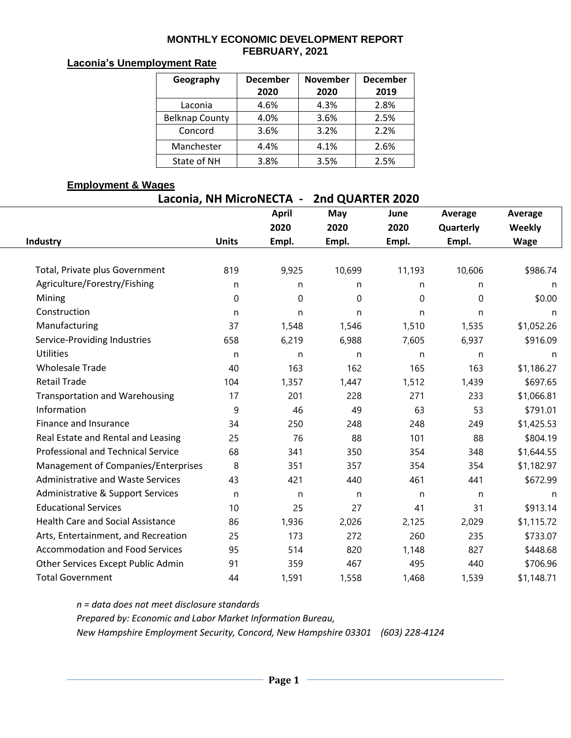# MONTHLY ECONOMIC DEVELOPMENT REPORT
## FEBRUARY, 2021

### Laconia's Unemployment Rate

| Geography | December 2020 | November 2020 | December 2019 |
|---|---|---|---|
| Laconia | 4.6% | 4.3% | 2.8% |
| Belknap County | 4.0% | 3.6% | 2.5% |
| Concord | 3.6% | 3.2% | 2.2% |
| Manchester | 4.4% | 4.1% | 2.6% |
| State of NH | 3.8% | 3.5% | 2.5% |

### Employment & Wages

**Laconia, NH MicroNECTA - 2nd QUARTER 2020**

| Industry | Units | April 2020 Empl. | May 2020 Empl. | June 2020 Empl. | Average Quarterly Empl. | Average Weekly Wage |
|---|---|---|---|---|---|---|
| Total, Private plus Government | 819 | 9,925 | 10,699 | 11,193 | 10,606 | $986.74 |
| Agriculture/Forestry/Fishing | n | n | n | n | n | n |
| Mining | 0 | 0 | 0 | 0 | 0 | $0.00 |
| Construction | n | n | n | n | n | n |
| Manufacturing | 37 | 1,548 | 1,546 | 1,510 | 1,535 | $1,052.26 |
| Service-Providing Industries | 658 | 6,219 | 6,988 | 7,605 | 6,937 | $916.09 |
| Utilities | n | n | n | n | n | n |
| Wholesale Trade | 40 | 163 | 162 | 165 | 163 | $1,186.27 |
| Retail Trade | 104 | 1,357 | 1,447 | 1,512 | 1,439 | $697.65 |
| Transportation and Warehousing | 17 | 201 | 228 | 271 | 233 | $1,066.81 |
| Information | 9 | 46 | 49 | 63 | 53 | $791.01 |
| Finance and Insurance | 34 | 250 | 248 | 248 | 249 | $1,425.53 |
| Real Estate and Rental and Leasing | 25 | 76 | 88 | 101 | 88 | $804.19 |
| Professional and Technical Service | 68 | 341 | 350 | 354 | 348 | $1,644.55 |
| Management of Companies/Enterprises | 8 | 351 | 357 | 354 | 354 | $1,182.97 |
| Administrative and Waste Services | 43 | 421 | 440 | 461 | 441 | $672.99 |
| Administrative & Support Services | n | n | n | n | n | n |
| Educational Services | 10 | 25 | 27 | 41 | 31 | $913.14 |
| Health Care and Social Assistance | 86 | 1,936 | 2,026 | 2,125 | 2,029 | $1,115.72 |
| Arts, Entertainment, and Recreation | 25 | 173 | 272 | 260 | 235 | $733.07 |
| Accommodation and Food Services | 95 | 514 | 820 | 1,148 | 827 | $448.68 |
| Other Services Except Public Admin | 91 | 359 | 467 | 495 | 440 | $706.96 |
| Total Government | 44 | 1,591 | 1,558 | 1,468 | 1,539 | $1,148.71 |

*n = data does not meet disclosure standards*

*Prepared by: Economic and Labor Market Information Bureau,*

*New Hampshire Employment Security, Concord, New Hampshire 03301 (603) 228-4124*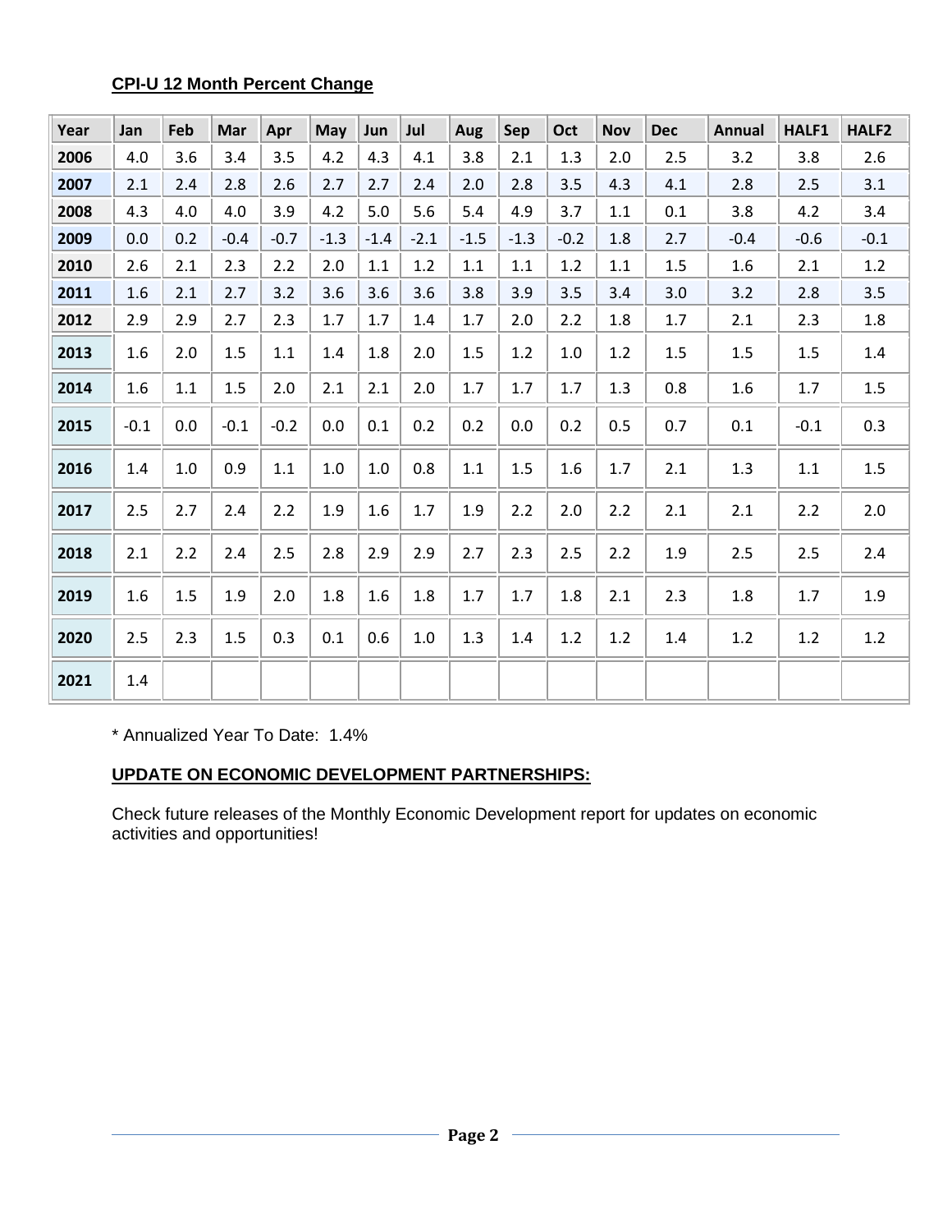**CPI-U 12 Month Percent Change**

| Year | Jan | Feb | Mar | Apr | May | Jun | Jul | Aug | Sep | Oct | Nov | Dec | Annual | HALF1 | HALF2 |
|---|---|---|---|---|---|---|---|---|---|---|---|---|---|---|---|
| 2006 | 4.0 | 3.6 | 3.4 | 3.5 | 4.2 | 4.3 | 4.1 | 3.8 | 2.1 | 1.3 | 2.0 | 2.5 | 3.2 | 3.8 | 2.6 |
| 2007 | 2.1 | 2.4 | 2.8 | 2.6 | 2.7 | 2.7 | 2.4 | 2.0 | 2.8 | 3.5 | 4.3 | 4.1 | 2.8 | 2.5 | 3.1 |
| 2008 | 4.3 | 4.0 | 4.0 | 3.9 | 4.2 | 5.0 | 5.6 | 5.4 | 4.9 | 3.7 | 1.1 | 0.1 | 3.8 | 4.2 | 3.4 |
| 2009 | 0.0 | 0.2 | -0.4 | -0.7 | -1.3 | -1.4 | -2.1 | -1.5 | -1.3 | -0.2 | 1.8 | 2.7 | -0.4 | -0.6 | -0.1 |
| 2010 | 2.6 | 2.1 | 2.3 | 2.2 | 2.0 | 1.1 | 1.2 | 1.1 | 1.1 | 1.2 | 1.1 | 1.5 | 1.6 | 2.1 | 1.2 |
| 2011 | 1.6 | 2.1 | 2.7 | 3.2 | 3.6 | 3.6 | 3.6 | 3.8 | 3.9 | 3.5 | 3.4 | 3.0 | 3.2 | 2.8 | 3.5 |
| 2012 | 2.9 | 2.9 | 2.7 | 2.3 | 1.7 | 1.7 | 1.4 | 1.7 | 2.0 | 2.2 | 1.8 | 1.7 | 2.1 | 2.3 | 1.8 |
| 2013 | 1.6 | 2.0 | 1.5 | 1.1 | 1.4 | 1.8 | 2.0 | 1.5 | 1.2 | 1.0 | 1.2 | 1.5 | 1.5 | 1.5 | 1.4 |
| 2014 | 1.6 | 1.1 | 1.5 | 2.0 | 2.1 | 2.1 | 2.0 | 1.7 | 1.7 | 1.7 | 1.3 | 0.8 | 1.6 | 1.7 | 1.5 |
| 2015 | -0.1 | 0.0 | -0.1 | -0.2 | 0.0 | 0.1 | 0.2 | 0.2 | 0.0 | 0.2 | 0.5 | 0.7 | 0.1 | -0.1 | 0.3 |
| 2016 | 1.4 | 1.0 | 0.9 | 1.1 | 1.0 | 1.0 | 0.8 | 1.1 | 1.5 | 1.6 | 1.7 | 2.1 | 1.3 | 1.1 | 1.5 |
| 2017 | 2.5 | 2.7 | 2.4 | 2.2 | 1.9 | 1.6 | 1.7 | 1.9 | 2.2 | 2.0 | 2.2 | 2.1 | 2.1 | 2.2 | 2.0 |
| 2018 | 2.1 | 2.2 | 2.4 | 2.5 | 2.8 | 2.9 | 2.9 | 2.7 | 2.3 | 2.5 | 2.2 | 1.9 | 2.5 | 2.5 | 2.4 |
| 2019 | 1.6 | 1.5 | 1.9 | 2.0 | 1.8 | 1.6 | 1.8 | 1.7 | 1.7 | 1.8 | 2.1 | 2.3 | 1.8 | 1.7 | 1.9 |
| 2020 | 2.5 | 2.3 | 1.5 | 0.3 | 0.1 | 0.6 | 1.0 | 1.3 | 1.4 | 1.2 | 1.2 | 1.4 | 1.2 | 1.2 | 1.2 |
| 2021 | 1.4 | | | | | | | | | | | | | | |

* Annualized Year To Date: 1.4%

**UPDATE ON ECONOMIC DEVELOPMENT PARTNERSHIPS:**

Check future releases of the Monthly Economic Development report for updates on economic activities and opportunities!